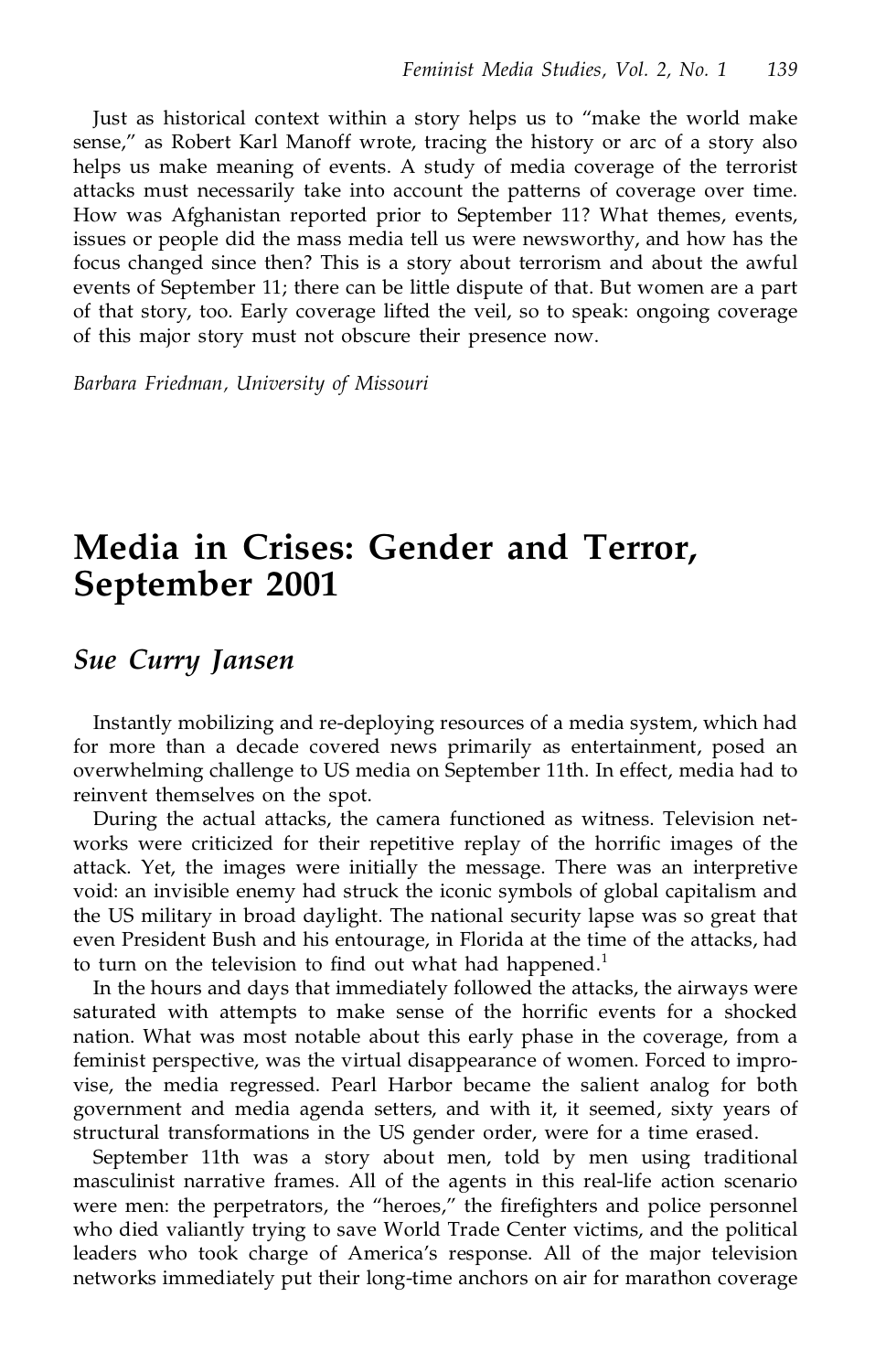Just as historical context within a story helps us to "make the world make sense," as Robert Karl Manoff wrote, tracing the history or arc of a story also helps us make meaning of events. A study of media coverage of the terrorist attacks must necessarily take into account the patterns of coverage over time. How was Afghanistan reported prior to September 11? What themes, events, issues or people did the mass media tell us were newsworthy, and how has the focus changed since then? This is a story about terrorism and about the awful events of September 11; there can be little dispute of that. But women are a part of that story, too. Early coverage lifted the veil, so to speak: ongoing coverage of this major story must not obscure their presence now.

*Barbara Friedman, University of Missouri*

# Media in Crises: Gender and Terror, September 2001

## *Sue Curry Jansen*

Instantly mobilizing and re-deploying resources of a media system, which had for more than a decade covered news primarily as entertainment, posed an overwhelming challenge to US media on September 11th. In effect, media had to reinvent themselves on the spot.

During the actual attacks, the camera functioned as witness. Television networks were criticized for their repetitive replay of the horrific images of the attack. Yet, the images were initially the message. There was an interpretive void: an invisible enemy had struck the iconic symbols of global capitalism and the US military in broad daylight. The national security lapse was so great that even President Bush and his entourage, in Florida at the time of the attacks, had to turn on the television to find out what had happened.[1]

In the hours and days that immediately followed the attacks, the airways were saturated with attempts to make sense of the horrific events for a shocked nation. What was most notable about this early phase in the coverage, from a feminist perspective, was the virtual disappearance of women. Forced to improvise, the media regressed. Pearl Harbor became the salient analog for both government and media agenda setters, and with it, it seemed, sixty years of structural transformations in the US gender order, were for a time erased.

September 11th was a story about men, told by men using traditional masculinist narrative frames. All of the agents in this real-life action scenario were men: the perpetrators, the "heroes," the firefighters and police personnel who died valiantly trying to save World Trade Center victims, and the political leaders who took charge of America's response. All of the major television networks immediately put their long-time anchors on air for marathon coverage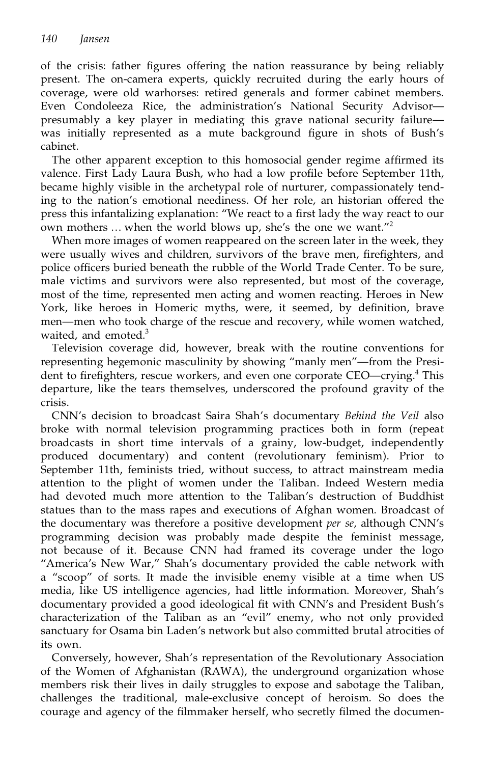of the crisis: father figures offering the nation reassurance by being reliably present. The on-camera experts, quickly recruited during the early hours of coverage, were old warhorses: retired generals and former cabinet members. Even Condoleeza Rice, the administration's National Security Advisor—presumably a key player in mediating this grave national security failure—was initially represented as a mute background figure in shots of Bush's cabinet.

The other apparent exception to this homosocial gender regime affirmed its valence. First Lady Laura Bush, who had a low profile before September 11th, became highly visible in the archetypal role of nurturer, compassionately tending to the nation's emotional neediness. Of her role, an historian offered the press this infantalizing explanation: "We react to a first lady the way react to our own mothers … when the world blows up, she's the one we want."[2]

When more images of women reappeared on the screen later in the week, they were usually wives and children, survivors of the brave men, firefighters, and police officers buried beneath the rubble of the World Trade Center. To be sure, male victims and survivors were also represented, but most of the coverage, most of the time, represented men acting and women reacting. Heroes in New York, like heroes in Homeric myths, were, it seemed, by definition, brave men—men who took charge of the rescue and recovery, while women watched, waited, and emoted.[3]

Television coverage did, however, break with the routine conventions for representing hegemonic masculinity by showing "manly men"—from the President to firefighters, rescue workers, and even one corporate CEO—crying.[4] This departure, like the tears themselves, underscored the profound gravity of the crisis.

CNN's decision to broadcast Saira Shah's documentary *Behind the Veil* also broke with normal television programming practices both in form (repeat broadcasts in short time intervals of a grainy, low-budget, independently produced documentary) and content (revolutionary feminism). Prior to September 11th, feminists tried, without success, to attract mainstream media attention to the plight of women under the Taliban. Indeed Western media had devoted much more attention to the Taliban's destruction of Buddhist statues than to the mass rapes and executions of Afghan women. Broadcast of the documentary was therefore a positive development *per se*, although CNN's programming decision was probably made despite the feminist message, not because of it. Because CNN had framed its coverage under the logo "America's New War," Shah's documentary provided the cable network with a "scoop" of sorts. It made the invisible enemy visible at a time when US media, like US intelligence agencies, had little information. Moreover, Shah's documentary provided a good ideological fit with CNN's and President Bush's characterization of the Taliban as an "evil" enemy, who not only provided sanctuary for Osama bin Laden's network but also committed brutal atrocities of its own.

Conversely, however, Shah's representation of the Revolutionary Association of the Women of Afghanistan (RAWA), the underground organization whose members risk their lives in daily struggles to expose and sabotage the Taliban, challenges the traditional, male-exclusive concept of heroism. So does the courage and agency of the filmmaker herself, who secretly filmed the documen-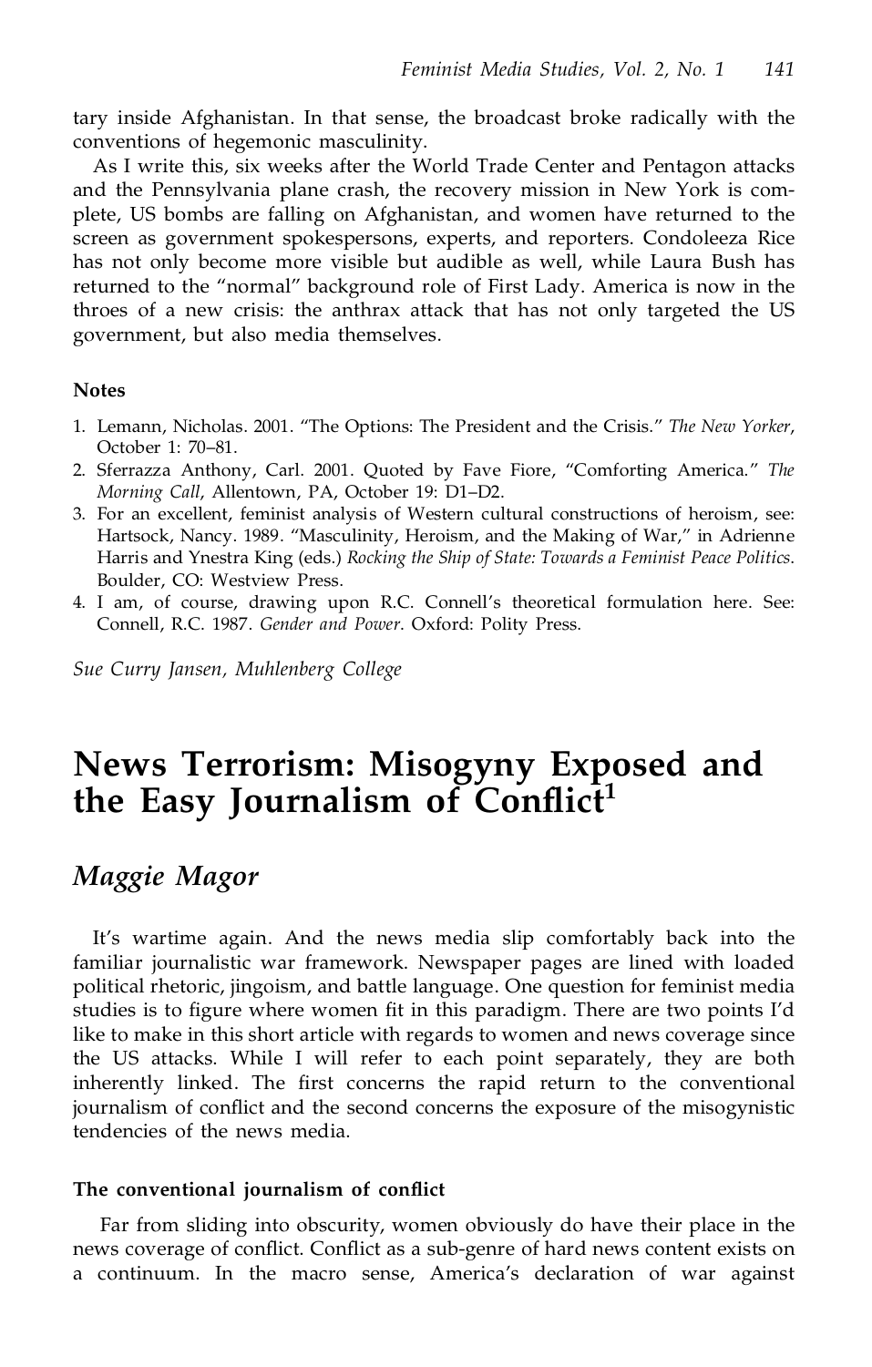tary inside Afghanistan. In that sense, the broadcast broke radically with the conventions of hegemonic masculinity.

As I write this, six weeks after the World Trade Center and Pentagon attacks and the Pennsylvania plane crash, the recovery mission in New York is complete, US bombs are falling on Afghanistan, and women have returned to the screen as government spokespersons, experts, and reporters. Condoleeza Rice has not only become more visible but audible as well, while Laura Bush has returned to the "normal" background role of First Lady. America is now in the throes of a new crisis: the anthrax attack that has not only targeted the US government, but also media themselves.

### Notes

1. Lemann, Nicholas. 2001. "The Options: The President and the Crisis." *The New Yorker*, October 1: 70–81.
2. Sferrazza Anthony, Carl. 2001. Quoted by Fave Fiore, "Comforting America." *The Morning Call*, Allentown, PA, October 19: D1–D2.
3. For an excellent, feminist analysis of Western cultural constructions of heroism, see: Hartsock, Nancy. 1989. "Masculinity, Heroism, and the Making of War," in Adrienne Harris and Ynestra King (eds.) *Rocking the Ship of State: Towards a Feminist Peace Politics*. Boulder, CO: Westview Press.
4. I am, of course, drawing upon R.C. Connell's theoretical formulation here. See: Connell, R.C. 1987. *Gender and Power*. Oxford: Polity Press.

*Sue Curry Jansen, Muhlenberg College*

# News Terrorism: Misogyny Exposed and the Easy Journalism of Conflict[1]

## *Maggie Magor*

It's wartime again. And the news media slip comfortably back into the familiar journalistic war framework. Newspaper pages are lined with loaded political rhetoric, jingoism, and battle language. One question for feminist media studies is to figure where women fit in this paradigm. There are two points I'd like to make in this short article with regards to women and news coverage since the US attacks. While I will refer to each point separately, they are both inherently linked. The first concerns the rapid return to the conventional journalism of conflict and the second concerns the exposure of the misogynistic tendencies of the news media.

### The conventional journalism of conflict

Far from sliding into obscurity, women obviously do have their place in the news coverage of conflict. Conflict as a sub-genre of hard news content exists on a continuum. In the macro sense, America's declaration of war against